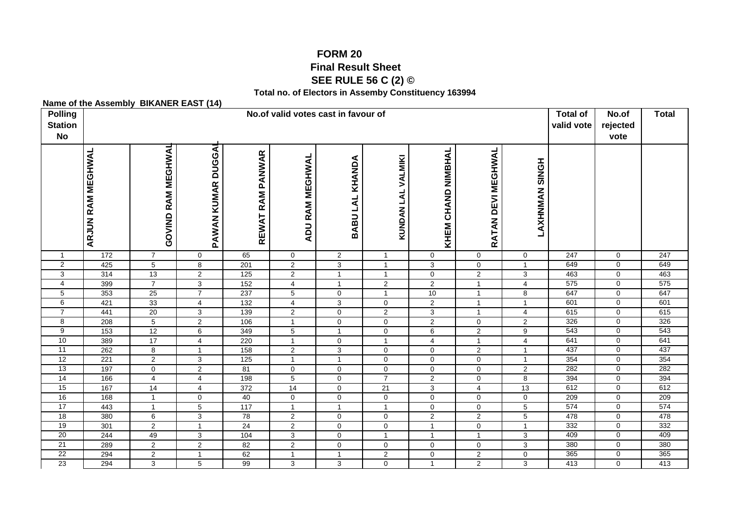# FORM 20

## Final Result Sheet

### SEE RULE 56 C (2) ©

**Total no. of Electors in Assemby Constituency 163994**

**Name of the Assembly BIKANER EAST (14)**

| Polling Station No | No.of valid votes cast in favour of | | | | | | | | | | Total of valid vote | No.of rejected vote | Total |
|---|---|---|---|---|---|---|---|---|---|---|---|---|---|
| | ARJUN RAM MEGHWAL | GOVIND RAM MEGHWAL | PAWAN KUMAR DUGGAL | REWAT RAM PANWAR | ADU RAM MEGHWAL | BABU LAL KHANDA | KUNDAN LAL VALMIKI | KHEM CHAND NIMBHAL | RATAN DEVI MEGHWAL | LAXHNMAN SINGH | | | |
| 1 | 172 | 7 | 0 | 65 | 0 | 2 | 1 | 0 | 0 | 0 | 247 | 0 | 247 |
| 2 | 425 | 5 | 8 | 201 | 2 | 3 | 1 | 3 | 0 | 1 | 649 | 0 | 649 |
| 3 | 314 | 13 | 2 | 125 | 2 | 1 | 1 | 0 | 2 | 3 | 463 | 0 | 463 |
| 4 | 399 | 7 | 3 | 152 | 4 | 1 | 2 | 2 | 1 | 4 | 575 | 0 | 575 |
| 5 | 353 | 25 | 7 | 237 | 5 | 0 | 1 | 10 | 1 | 8 | 647 | 0 | 647 |
| 6 | 421 | 33 | 4 | 132 | 4 | 3 | 0 | 2 | 1 | 1 | 601 | 0 | 601 |
| 7 | 441 | 20 | 3 | 139 | 2 | 0 | 2 | 3 | 1 | 4 | 615 | 0 | 615 |
| 8 | 208 | 5 | 2 | 106 | 1 | 0 | 0 | 2 | 0 | 2 | 326 | 0 | 326 |
| 9 | 153 | 12 | 6 | 349 | 5 | 1 | 0 | 6 | 2 | 9 | 543 | 0 | 543 |
| 10 | 389 | 17 | 4 | 220 | 1 | 0 | 1 | 4 | 1 | 4 | 641 | 0 | 641 |
| 11 | 262 | 8 | 1 | 158 | 2 | 3 | 0 | 0 | 2 | 1 | 437 | 0 | 437 |
| 12 | 221 | 2 | 3 | 125 | 1 | 1 | 0 | 0 | 0 | 1 | 354 | 0 | 354 |
| 13 | 197 | 0 | 2 | 81 | 0 | 0 | 0 | 0 | 0 | 2 | 282 | 0 | 282 |
| 14 | 166 | 4 | 4 | 198 | 5 | 0 | 7 | 2 | 0 | 8 | 394 | 0 | 394 |
| 15 | 167 | 14 | 4 | 372 | 14 | 0 | 21 | 3 | 4 | 13 | 612 | 0 | 612 |
| 16 | 168 | 1 | 0 | 40 | 0 | 0 | 0 | 0 | 0 | 0 | 209 | 0 | 209 |
| 17 | 443 | 1 | 5 | 117 | 1 | 1 | 1 | 0 | 0 | 5 | 574 | 0 | 574 |
| 18 | 380 | 6 | 3 | 78 | 2 | 0 | 0 | 2 | 2 | 5 | 478 | 0 | 478 |
| 19 | 301 | 2 | 1 | 24 | 2 | 0 | 0 | 1 | 0 | 1 | 332 | 0 | 332 |
| 20 | 244 | 49 | 3 | 104 | 3 | 0 | 1 | 1 | 1 | 3 | 409 | 0 | 409 |
| 21 | 289 | 2 | 2 | 82 | 2 | 0 | 0 | 0 | 0 | 3 | 380 | 0 | 380 |
| 22 | 294 | 2 | 1 | 62 | 1 | 1 | 2 | 0 | 2 | 0 | 365 | 0 | 365 |
| 23 | 294 | 3 | 5 | 99 | 3 | 3 | 0 | 1 | 2 | 3 | 413 | 0 | 413 |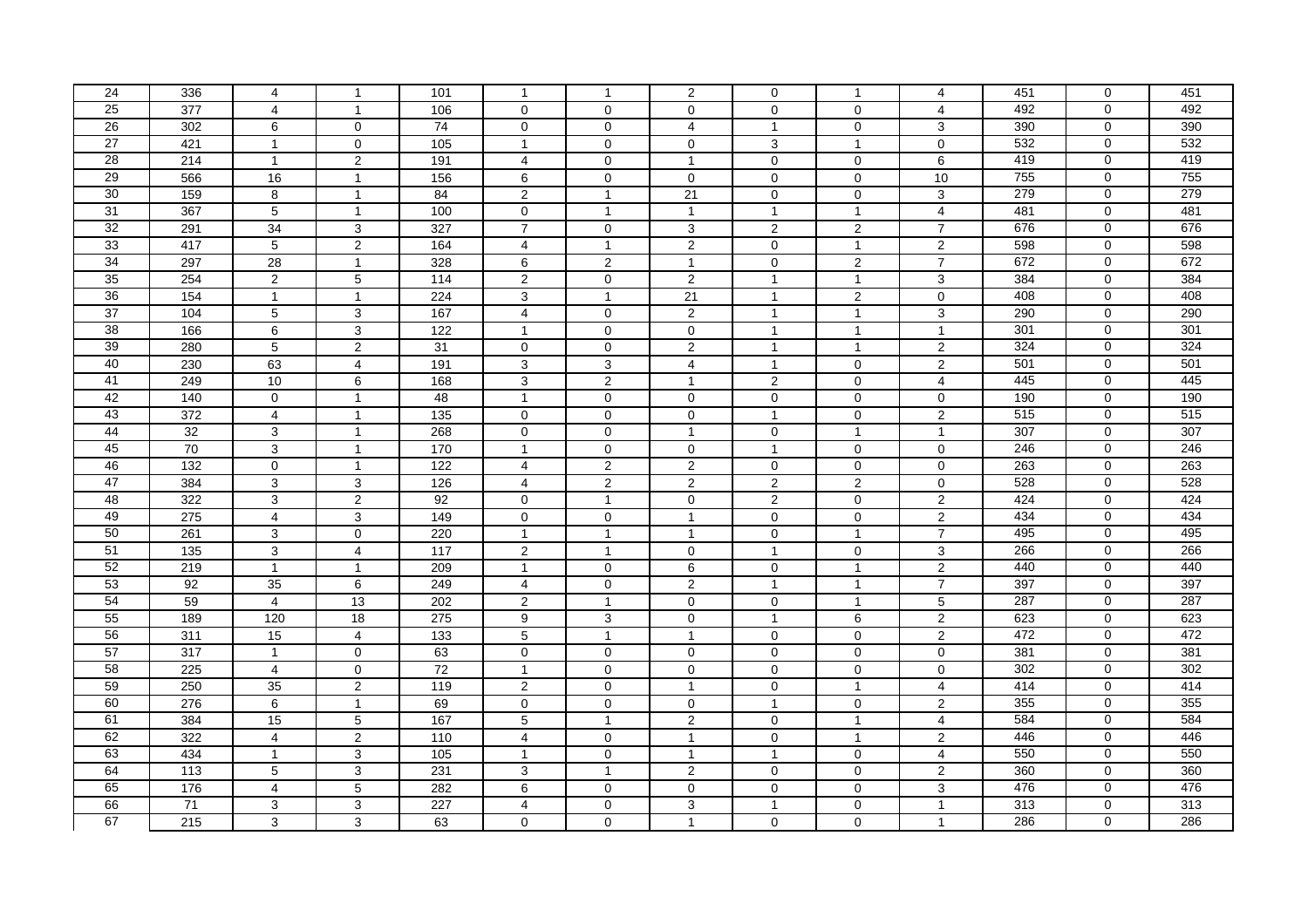| 24 | 336 | 4 | 1 | 101 | 1 | 1 | 2 | 0 | 1 | 4 | 451 | 0 | 451 |
|---|---|---|---|---|---|---|---|---|---|---|---|---|---|
| 25 | 377 | 4 | 1 | 106 | 0 | 0 | 0 | 0 | 0 | 4 | 492 | 0 | 492 |
| 26 | 302 | 6 | 0 | 74 | 0 | 0 | 4 | 1 | 0 | 3 | 390 | 0 | 390 |
| 27 | 421 | 1 | 0 | 105 | 1 | 0 | 0 | 3 | 1 | 0 | 532 | 0 | 532 |
| 28 | 214 | 1 | 2 | 191 | 4 | 0 | 1 | 0 | 0 | 6 | 419 | 0 | 419 |
| 29 | 566 | 16 | 1 | 156 | 6 | 0 | 0 | 0 | 0 | 10 | 755 | 0 | 755 |
| 30 | 159 | 8 | 1 | 84 | 2 | 1 | 21 | 0 | 0 | 3 | 279 | 0 | 279 |
| 31 | 367 | 5 | 1 | 100 | 0 | 1 | 1 | 1 | 1 | 4 | 481 | 0 | 481 |
| 32 | 291 | 34 | 3 | 327 | 7 | 0 | 3 | 2 | 2 | 7 | 676 | 0 | 676 |
| 33 | 417 | 5 | 2 | 164 | 4 | 1 | 2 | 0 | 1 | 2 | 598 | 0 | 598 |
| 34 | 297 | 28 | 1 | 328 | 6 | 2 | 1 | 0 | 2 | 7 | 672 | 0 | 672 |
| 35 | 254 | 2 | 5 | 114 | 2 | 0 | 2 | 1 | 1 | 3 | 384 | 0 | 384 |
| 36 | 154 | 1 | 1 | 224 | 3 | 1 | 21 | 1 | 2 | 0 | 408 | 0 | 408 |
| 37 | 104 | 5 | 3 | 167 | 4 | 0 | 2 | 1 | 1 | 3 | 290 | 0 | 290 |
| 38 | 166 | 6 | 3 | 122 | 1 | 0 | 0 | 1 | 1 | 1 | 301 | 0 | 301 |
| 39 | 280 | 5 | 2 | 31 | 0 | 0 | 2 | 1 | 1 | 2 | 324 | 0 | 324 |
| 40 | 230 | 63 | 4 | 191 | 3 | 3 | 4 | 1 | 0 | 2 | 501 | 0 | 501 |
| 41 | 249 | 10 | 6 | 168 | 3 | 2 | 1 | 2 | 0 | 4 | 445 | 0 | 445 |
| 42 | 140 | 0 | 1 | 48 | 1 | 0 | 0 | 0 | 0 | 0 | 190 | 0 | 190 |
| 43 | 372 | 4 | 1 | 135 | 0 | 0 | 0 | 1 | 0 | 2 | 515 | 0 | 515 |
| 44 | 32 | 3 | 1 | 268 | 0 | 0 | 1 | 0 | 1 | 1 | 307 | 0 | 307 |
| 45 | 70 | 3 | 1 | 170 | 1 | 0 | 0 | 1 | 0 | 0 | 246 | 0 | 246 |
| 46 | 132 | 0 | 1 | 122 | 4 | 2 | 2 | 0 | 0 | 0 | 263 | 0 | 263 |
| 47 | 384 | 3 | 3 | 126 | 4 | 2 | 2 | 2 | 2 | 0 | 528 | 0 | 528 |
| 48 | 322 | 3 | 2 | 92 | 0 | 1 | 0 | 2 | 0 | 2 | 424 | 0 | 424 |
| 49 | 275 | 4 | 3 | 149 | 0 | 0 | 1 | 0 | 0 | 2 | 434 | 0 | 434 |
| 50 | 261 | 3 | 0 | 220 | 1 | 1 | 1 | 0 | 1 | 7 | 495 | 0 | 495 |
| 51 | 135 | 3 | 4 | 117 | 2 | 1 | 0 | 1 | 0 | 3 | 266 | 0 | 266 |
| 52 | 219 | 1 | 1 | 209 | 1 | 0 | 6 | 0 | 1 | 2 | 440 | 0 | 440 |
| 53 | 92 | 35 | 6 | 249 | 4 | 0 | 2 | 1 | 1 | 7 | 397 | 0 | 397 |
| 54 | 59 | 4 | 13 | 202 | 2 | 1 | 0 | 0 | 1 | 5 | 287 | 0 | 287 |
| 55 | 189 | 120 | 18 | 275 | 9 | 3 | 0 | 1 | 6 | 2 | 623 | 0 | 623 |
| 56 | 311 | 15 | 4 | 133 | 5 | 1 | 1 | 0 | 0 | 2 | 472 | 0 | 472 |
| 57 | 317 | 1 | 0 | 63 | 0 | 0 | 0 | 0 | 0 | 0 | 381 | 0 | 381 |
| 58 | 225 | 4 | 0 | 72 | 1 | 0 | 0 | 0 | 0 | 0 | 302 | 0 | 302 |
| 59 | 250 | 35 | 2 | 119 | 2 | 0 | 1 | 0 | 1 | 4 | 414 | 0 | 414 |
| 60 | 276 | 6 | 1 | 69 | 0 | 0 | 0 | 1 | 0 | 2 | 355 | 0 | 355 |
| 61 | 384 | 15 | 5 | 167 | 5 | 1 | 2 | 0 | 1 | 4 | 584 | 0 | 584 |
| 62 | 322 | 4 | 2 | 110 | 4 | 0 | 1 | 0 | 1 | 2 | 446 | 0 | 446 |
| 63 | 434 | 1 | 3 | 105 | 1 | 0 | 1 | 1 | 0 | 4 | 550 | 0 | 550 |
| 64 | 113 | 5 | 3 | 231 | 3 | 1 | 2 | 0 | 0 | 2 | 360 | 0 | 360 |
| 65 | 176 | 4 | 5 | 282 | 6 | 0 | 0 | 0 | 0 | 3 | 476 | 0 | 476 |
| 66 | 71 | 3 | 3 | 227 | 4 | 0 | 3 | 1 | 0 | 1 | 313 | 0 | 313 |
| 67 | 215 | 3 | 3 | 63 | 0 | 0 | 1 | 0 | 0 | 1 | 286 | 0 | 286 |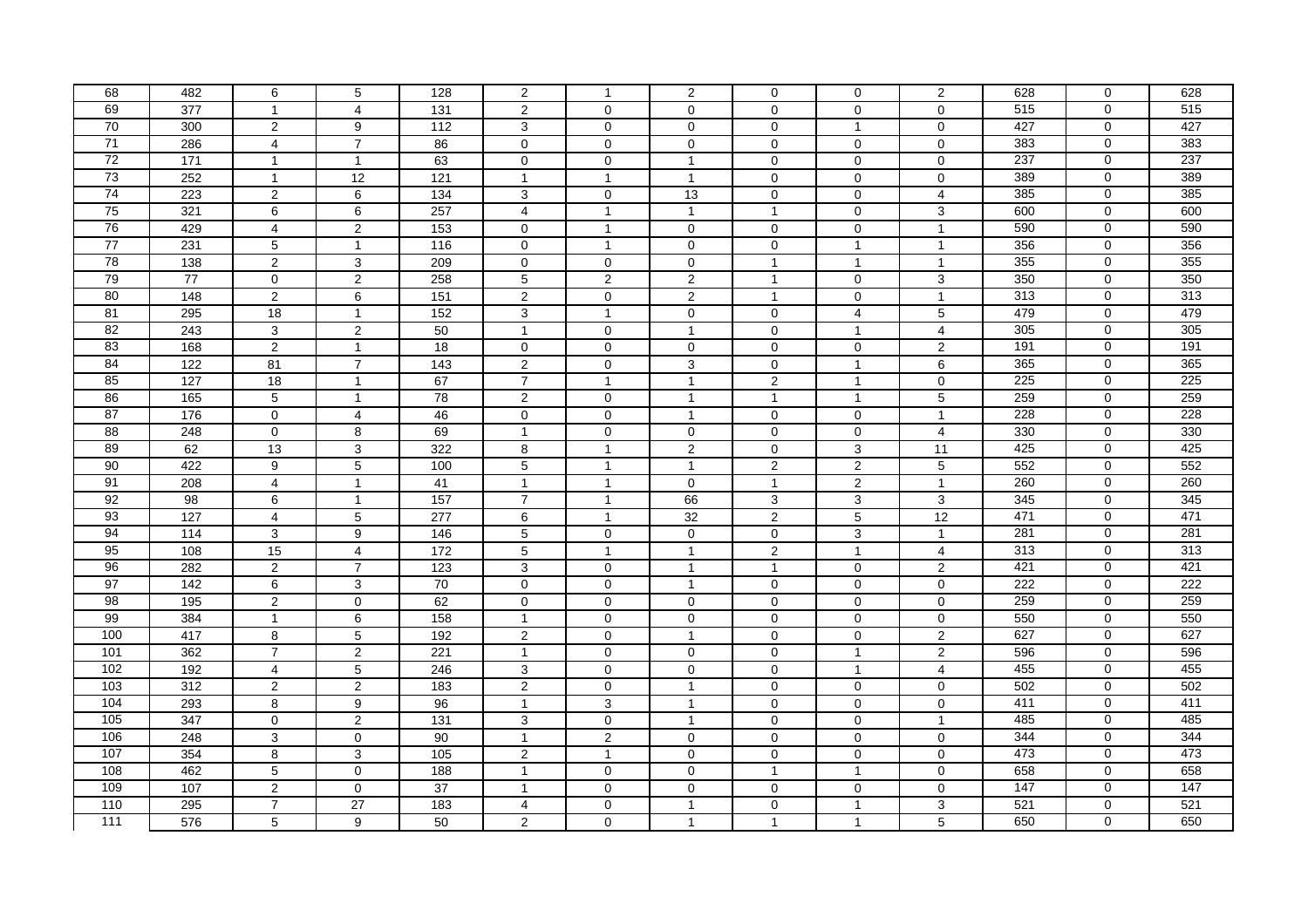| 68 | 482 | 6 | 5 | 128 | 2 | 1 | 2 | 0 | 0 | 2 | 628 | 0 | 628 |
|---|---|---|---|---|---|---|---|---|---|---|---|---|---|
| 69 | 377 | 1 | 4 | 131 | 2 | 0 | 0 | 0 | 0 | 0 | 515 | 0 | 515 |
| 70 | 300 | 2 | 9 | 112 | 3 | 0 | 0 | 0 | 1 | 0 | 427 | 0 | 427 |
| 71 | 286 | 4 | 7 | 86 | 0 | 0 | 0 | 0 | 0 | 0 | 383 | 0 | 383 |
| 72 | 171 | 1 | 1 | 63 | 0 | 0 | 1 | 0 | 0 | 0 | 237 | 0 | 237 |
| 73 | 252 | 1 | 12 | 121 | 1 | 1 | 1 | 0 | 0 | 0 | 389 | 0 | 389 |
| 74 | 223 | 2 | 6 | 134 | 3 | 0 | 13 | 0 | 0 | 4 | 385 | 0 | 385 |
| 75 | 321 | 6 | 6 | 257 | 4 | 1 | 1 | 1 | 0 | 3 | 600 | 0 | 600 |
| 76 | 429 | 4 | 2 | 153 | 0 | 1 | 0 | 0 | 0 | 1 | 590 | 0 | 590 |
| 77 | 231 | 5 | 1 | 116 | 0 | 1 | 0 | 0 | 1 | 1 | 356 | 0 | 356 |
| 78 | 138 | 2 | 3 | 209 | 0 | 0 | 0 | 1 | 1 | 1 | 355 | 0 | 355 |
| 79 | 77 | 0 | 2 | 258 | 5 | 2 | 2 | 1 | 0 | 3 | 350 | 0 | 350 |
| 80 | 148 | 2 | 6 | 151 | 2 | 0 | 2 | 1 | 0 | 1 | 313 | 0 | 313 |
| 81 | 295 | 18 | 1 | 152 | 3 | 1 | 0 | 0 | 4 | 5 | 479 | 0 | 479 |
| 82 | 243 | 3 | 2 | 50 | 1 | 0 | 1 | 0 | 1 | 4 | 305 | 0 | 305 |
| 83 | 168 | 2 | 1 | 18 | 0 | 0 | 0 | 0 | 0 | 2 | 191 | 0 | 191 |
| 84 | 122 | 81 | 7 | 143 | 2 | 0 | 3 | 0 | 1 | 6 | 365 | 0 | 365 |
| 85 | 127 | 18 | 1 | 67 | 7 | 1 | 1 | 2 | 1 | 0 | 225 | 0 | 225 |
| 86 | 165 | 5 | 1 | 78 | 2 | 0 | 1 | 1 | 1 | 5 | 259 | 0 | 259 |
| 87 | 176 | 0 | 4 | 46 | 0 | 0 | 1 | 0 | 0 | 1 | 228 | 0 | 228 |
| 88 | 248 | 0 | 8 | 69 | 1 | 0 | 0 | 0 | 0 | 4 | 330 | 0 | 330 |
| 89 | 62 | 13 | 3 | 322 | 8 | 1 | 2 | 0 | 3 | 11 | 425 | 0 | 425 |
| 90 | 422 | 9 | 5 | 100 | 5 | 1 | 1 | 2 | 2 | 5 | 552 | 0 | 552 |
| 91 | 208 | 4 | 1 | 41 | 1 | 1 | 0 | 1 | 2 | 1 | 260 | 0 | 260 |
| 92 | 98 | 6 | 1 | 157 | 7 | 1 | 66 | 3 | 3 | 3 | 345 | 0 | 345 |
| 93 | 127 | 4 | 5 | 277 | 6 | 1 | 32 | 2 | 5 | 12 | 471 | 0 | 471 |
| 94 | 114 | 3 | 9 | 146 | 5 | 0 | 0 | 0 | 3 | 1 | 281 | 0 | 281 |
| 95 | 108 | 15 | 4 | 172 | 5 | 1 | 1 | 2 | 1 | 4 | 313 | 0 | 313 |
| 96 | 282 | 2 | 7 | 123 | 3 | 0 | 1 | 1 | 0 | 2 | 421 | 0 | 421 |
| 97 | 142 | 6 | 3 | 70 | 0 | 0 | 1 | 0 | 0 | 0 | 222 | 0 | 222 |
| 98 | 195 | 2 | 0 | 62 | 0 | 0 | 0 | 0 | 0 | 0 | 259 | 0 | 259 |
| 99 | 384 | 1 | 6 | 158 | 1 | 0 | 0 | 0 | 0 | 0 | 550 | 0 | 550 |
| 100 | 417 | 8 | 5 | 192 | 2 | 0 | 1 | 0 | 0 | 2 | 627 | 0 | 627 |
| 101 | 362 | 7 | 2 | 221 | 1 | 0 | 0 | 0 | 1 | 2 | 596 | 0 | 596 |
| 102 | 192 | 4 | 5 | 246 | 3 | 0 | 0 | 0 | 1 | 4 | 455 | 0 | 455 |
| 103 | 312 | 2 | 2 | 183 | 2 | 0 | 1 | 0 | 0 | 0 | 502 | 0 | 502 |
| 104 | 293 | 8 | 9 | 96 | 1 | 3 | 1 | 0 | 0 | 0 | 411 | 0 | 411 |
| 105 | 347 | 0 | 2 | 131 | 3 | 0 | 1 | 0 | 0 | 1 | 485 | 0 | 485 |
| 106 | 248 | 3 | 0 | 90 | 1 | 2 | 0 | 0 | 0 | 0 | 344 | 0 | 344 |
| 107 | 354 | 8 | 3 | 105 | 2 | 1 | 0 | 0 | 0 | 0 | 473 | 0 | 473 |
| 108 | 462 | 5 | 0 | 188 | 1 | 0 | 0 | 1 | 1 | 0 | 658 | 0 | 658 |
| 109 | 107 | 2 | 0 | 37 | 1 | 0 | 0 | 0 | 0 | 0 | 147 | 0 | 147 |
| 110 | 295 | 7 | 27 | 183 | 4 | 0 | 1 | 0 | 1 | 3 | 521 | 0 | 521 |
| 111 | 576 | 5 | 9 | 50 | 2 | 0 | 1 | 1 | 1 | 5 | 650 | 0 | 650 |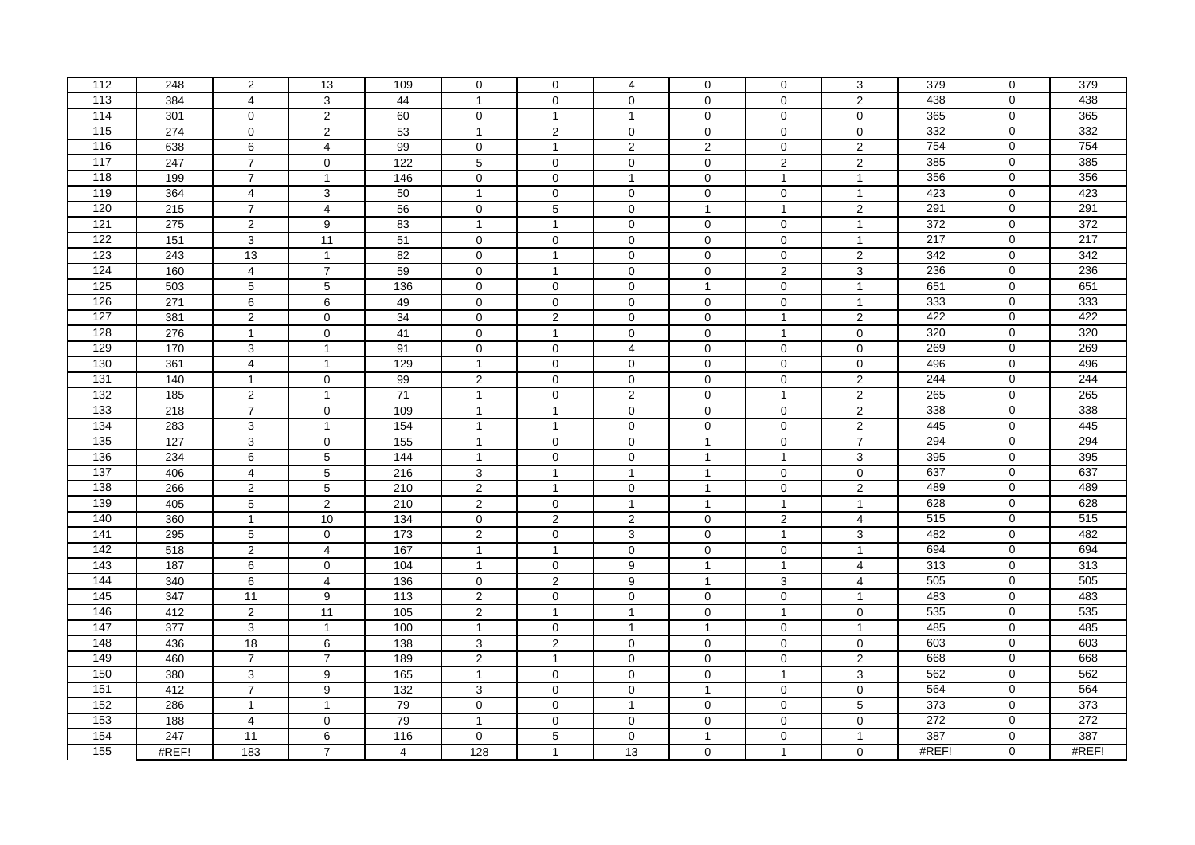| 112 | 248 | 2 | 13 | 109 | 0 | 0 | 4 | 0 | 0 | 3 | 379 | 0 | 379 |
|---|---|---|---|---|---|---|---|---|---|---|---|---|---|
| 113 | 384 | 4 | 3 | 44 | 1 | 0 | 0 | 0 | 0 | 2 | 438 | 0 | 438 |
| 114 | 301 | 0 | 2 | 60 | 0 | 1 | 1 | 0 | 0 | 0 | 365 | 0 | 365 |
| 115 | 274 | 0 | 2 | 53 | 1 | 2 | 0 | 0 | 0 | 0 | 332 | 0 | 332 |
| 116 | 638 | 6 | 4 | 99 | 0 | 1 | 2 | 2 | 0 | 2 | 754 | 0 | 754 |
| 117 | 247 | 7 | 0 | 122 | 5 | 0 | 0 | 0 | 2 | 2 | 385 | 0 | 385 |
| 118 | 199 | 7 | 1 | 146 | 0 | 0 | 1 | 0 | 1 | 1 | 356 | 0 | 356 |
| 119 | 364 | 4 | 3 | 50 | 1 | 0 | 0 | 0 | 0 | 1 | 423 | 0 | 423 |
| 120 | 215 | 7 | 4 | 56 | 0 | 5 | 0 | 1 | 1 | 2 | 291 | 0 | 291 |
| 121 | 275 | 2 | 9 | 83 | 1 | 1 | 0 | 0 | 0 | 1 | 372 | 0 | 372 |
| 122 | 151 | 3 | 11 | 51 | 0 | 0 | 0 | 0 | 0 | 1 | 217 | 0 | 217 |
| 123 | 243 | 13 | 1 | 82 | 0 | 1 | 0 | 0 | 0 | 2 | 342 | 0 | 342 |
| 124 | 160 | 4 | 7 | 59 | 0 | 1 | 0 | 0 | 2 | 3 | 236 | 0 | 236 |
| 125 | 503 | 5 | 5 | 136 | 0 | 0 | 0 | 1 | 0 | 1 | 651 | 0 | 651 |
| 126 | 271 | 6 | 6 | 49 | 0 | 0 | 0 | 0 | 0 | 1 | 333 | 0 | 333 |
| 127 | 381 | 2 | 0 | 34 | 0 | 2 | 0 | 0 | 1 | 2 | 422 | 0 | 422 |
| 128 | 276 | 1 | 0 | 41 | 0 | 1 | 0 | 0 | 1 | 0 | 320 | 0 | 320 |
| 129 | 170 | 3 | 1 | 91 | 0 | 0 | 4 | 0 | 0 | 0 | 269 | 0 | 269 |
| 130 | 361 | 4 | 1 | 129 | 1 | 0 | 0 | 0 | 0 | 0 | 496 | 0 | 496 |
| 131 | 140 | 1 | 0 | 99 | 2 | 0 | 0 | 0 | 0 | 2 | 244 | 0 | 244 |
| 132 | 185 | 2 | 1 | 71 | 1 | 0 | 2 | 0 | 1 | 2 | 265 | 0 | 265 |
| 133 | 218 | 7 | 0 | 109 | 1 | 1 | 0 | 0 | 0 | 2 | 338 | 0 | 338 |
| 134 | 283 | 3 | 1 | 154 | 1 | 1 | 0 | 0 | 0 | 2 | 445 | 0 | 445 |
| 135 | 127 | 3 | 0 | 155 | 1 | 0 | 0 | 1 | 0 | 7 | 294 | 0 | 294 |
| 136 | 234 | 6 | 5 | 144 | 1 | 0 | 0 | 1 | 1 | 3 | 395 | 0 | 395 |
| 137 | 406 | 4 | 5 | 216 | 3 | 1 | 1 | 1 | 0 | 0 | 637 | 0 | 637 |
| 138 | 266 | 2 | 5 | 210 | 2 | 1 | 0 | 1 | 0 | 2 | 489 | 0 | 489 |
| 139 | 405 | 5 | 2 | 210 | 2 | 0 | 1 | 1 | 1 | 1 | 628 | 0 | 628 |
| 140 | 360 | 1 | 10 | 134 | 0 | 2 | 2 | 0 | 2 | 4 | 515 | 0 | 515 |
| 141 | 295 | 5 | 0 | 173 | 2 | 0 | 3 | 0 | 1 | 3 | 482 | 0 | 482 |
| 142 | 518 | 2 | 4 | 167 | 1 | 1 | 0 | 0 | 0 | 1 | 694 | 0 | 694 |
| 143 | 187 | 6 | 0 | 104 | 1 | 0 | 9 | 1 | 1 | 4 | 313 | 0 | 313 |
| 144 | 340 | 6 | 4 | 136 | 0 | 2 | 9 | 1 | 3 | 4 | 505 | 0 | 505 |
| 145 | 347 | 11 | 9 | 113 | 2 | 0 | 0 | 0 | 0 | 1 | 483 | 0 | 483 |
| 146 | 412 | 2 | 11 | 105 | 2 | 1 | 1 | 0 | 1 | 0 | 535 | 0 | 535 |
| 147 | 377 | 3 | 1 | 100 | 1 | 0 | 1 | 1 | 0 | 1 | 485 | 0 | 485 |
| 148 | 436 | 18 | 6 | 138 | 3 | 2 | 0 | 0 | 0 | 0 | 603 | 0 | 603 |
| 149 | 460 | 7 | 7 | 189 | 2 | 1 | 0 | 0 | 0 | 2 | 668 | 0 | 668 |
| 150 | 380 | 3 | 9 | 165 | 1 | 0 | 0 | 0 | 1 | 3 | 562 | 0 | 562 |
| 151 | 412 | 7 | 9 | 132 | 3 | 0 | 0 | 1 | 0 | 0 | 564 | 0 | 564 |
| 152 | 286 | 1 | 1 | 79 | 0 | 0 | 1 | 0 | 0 | 5 | 373 | 0 | 373 |
| 153 | 188 | 4 | 0 | 79 | 1 | 0 | 0 | 0 | 0 | 0 | 272 | 0 | 272 |
| 154 | 247 | 11 | 6 | 116 | 0 | 5 | 0 | 1 | 0 | 1 | 387 | 0 | 387 |
| 155 | #REF! | 183 | 7 | 4 | 128 | 1 | 13 | 0 | 1 | 0 | #REF! | 0 | #REF! |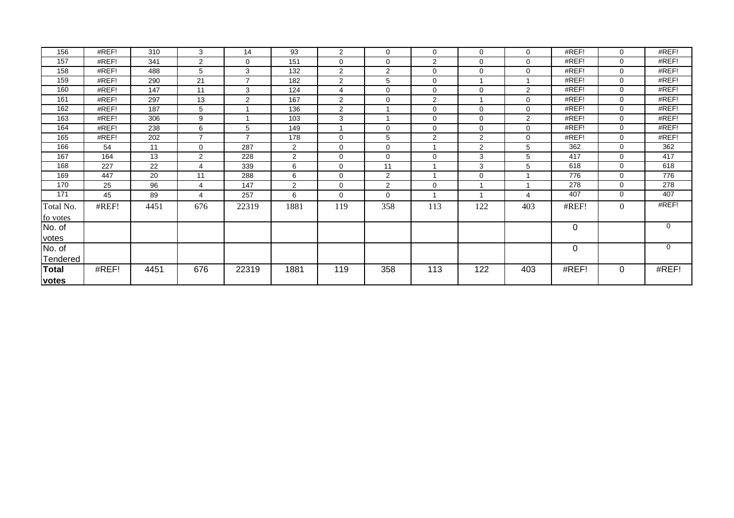| | | | | | | | | | | | | | |
|---|---|---|---|---|---|---|---|---|---|---|---|---|---|
| 156 | #REF! | 310 | 3 | 14 | 93 | 2 | 0 | 0 | 0 | 0 | #REF! | 0 | #REF! |
| 157 | #REF! | 341 | 2 | 0 | 151 | 0 | 0 | 2 | 0 | 0 | #REF! | 0 | #REF! |
| 158 | #REF! | 488 | 5 | 3 | 132 | 2 | 2 | 0 | 0 | 0 | #REF! | 0 | #REF! |
| 159 | #REF! | 290 | 21 | 7 | 182 | 2 | 5 | 0 | 1 | 1 | #REF! | 0 | #REF! |
| 160 | #REF! | 147 | 11 | 3 | 124 | 4 | 0 | 0 | 0 | 2 | #REF! | 0 | #REF! |
| 161 | #REF! | 297 | 13 | 2 | 167 | 2 | 0 | 2 | 1 | 0 | #REF! | 0 | #REF! |
| 162 | #REF! | 187 | 5 | 1 | 136 | 2 | 1 | 0 | 0 | 0 | #REF! | 0 | #REF! |
| 163 | #REF! | 306 | 9 | 1 | 103 | 3 | 1 | 0 | 0 | 2 | #REF! | 0 | #REF! |
| 164 | #REF! | 238 | 6 | 5 | 149 | 1 | 0 | 0 | 0 | 0 | #REF! | 0 | #REF! |
| 165 | #REF! | 202 | 7 | 7 | 178 | 0 | 5 | 2 | 2 | 0 | #REF! | 0 | #REF! |
| 166 | 54 | 11 | 0 | 287 | 2 | 0 | 0 | 1 | 2 | 5 | 362 | 0 | 362 |
| 167 | 164 | 13 | 2 | 228 | 2 | 0 | 0 | 0 | 3 | 5 | 417 | 0 | 417 |
| 168 | 227 | 22 | 4 | 339 | 6 | 0 | 11 | 1 | 3 | 5 | 618 | 0 | 618 |
| 169 | 447 | 20 | 11 | 288 | 6 | 0 | 2 | 1 | 0 | 1 | 776 | 0 | 776 |
| 170 | 25 | 96 | 4 | 147 | 2 | 0 | 2 | 0 | 1 | 1 | 278 | 0 | 278 |
| 171 | 45 | 89 | 4 | 257 | 6 | 0 | 0 | 1 | 1 | 4 | 407 | 0 | 407 |
| Total No. fo votes | #REF! | 4451 | 676 | 22319 | 1881 | 119 | 358 | 113 | 122 | 403 | #REF! | 0 | #REF! |
| No. of votes | | | | | | | | | | | 0 | | 0 |
| No. of Tendered | | | | | | | | | | | 0 | | 0 |
| **Total votes** | #REF! | 4451 | 676 | 22319 | 1881 | 119 | 358 | 113 | 122 | 403 | #REF! | 0 | #REF! |